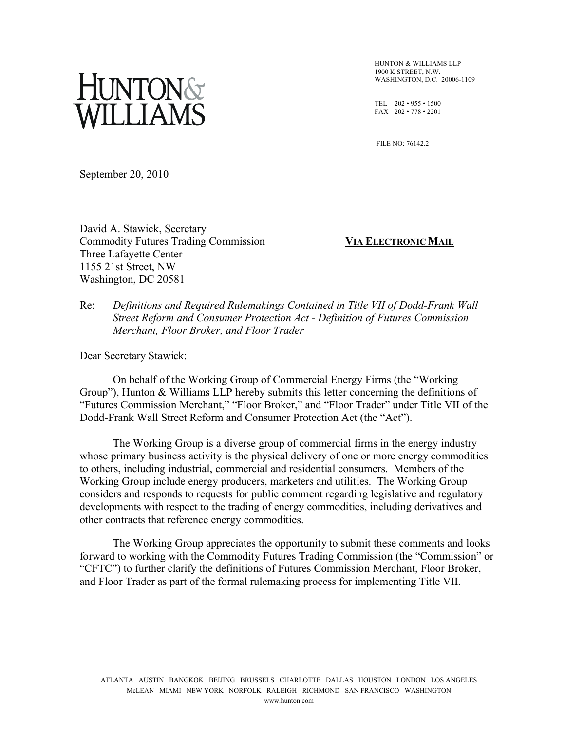# HUNTON & WILLIAMS

HUNTON & WILLIAMS LLP
1900 K STREET, N.W.
WASHINGTON, D.C. 20006-1109

TEL 202 • 955 • 1500
FAX 202 • 778 • 2201

FILE NO: 76142.2

September 20, 2010

David A. Stawick, Secretary
Commodity Futures Trading Commission
Three Lafayette Center
1155 21st Street, NW
Washington, DC 20581

**VIA ELECTRONIC MAIL**

Re: *Definitions and Required Rulemakings Contained in Title VII of Dodd-Frank Wall Street Reform and Consumer Protection Act - Definition of Futures Commission Merchant, Floor Broker, and Floor Trader*

Dear Secretary Stawick:

On behalf of the Working Group of Commercial Energy Firms (the "Working Group"), Hunton & Williams LLP hereby submits this letter concerning the definitions of "Futures Commission Merchant," "Floor Broker," and "Floor Trader" under Title VII of the Dodd-Frank Wall Street Reform and Consumer Protection Act (the "Act").

The Working Group is a diverse group of commercial firms in the energy industry whose primary business activity is the physical delivery of one or more energy commodities to others, including industrial, commercial and residential consumers. Members of the Working Group include energy producers, marketers and utilities. The Working Group considers and responds to requests for public comment regarding legislative and regulatory developments with respect to the trading of energy commodities, including derivatives and other contracts that reference energy commodities.

The Working Group appreciates the opportunity to submit these comments and looks forward to working with the Commodity Futures Trading Commission (the "Commission" or "CFTC") to further clarify the definitions of Futures Commission Merchant, Floor Broker, and Floor Trader as part of the formal rulemaking process for implementing Title VII.

ATLANTA AUSTIN BANGKOK BEIJING BRUSSELS CHARLOTTE DALLAS HOUSTON LONDON LOS ANGELES McLEAN MIAMI NEW YORK NORFOLK RALEIGH RICHMOND SAN FRANCISCO WASHINGTON
www.hunton.com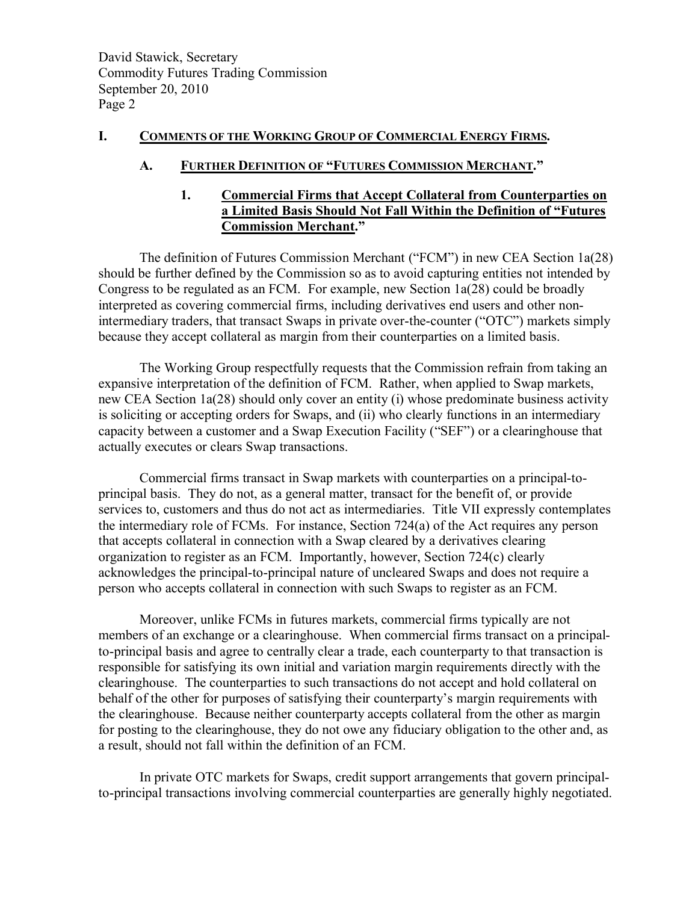## I. COMMENTS OF THE WORKING GROUP OF COMMERCIAL ENERGY FIRMS.

### A. FURTHER DEFINITION OF "FUTURES COMMISSION MERCHANT."

#### 1. Commercial Firms that Accept Collateral from Counterparties on a Limited Basis Should Not Fall Within the Definition of "Futures Commission Merchant."

The definition of Futures Commission Merchant ("FCM") in new CEA Section 1a(28) should be further defined by the Commission so as to avoid capturing entities not intended by Congress to be regulated as an FCM. For example, new Section 1a(28) could be broadly interpreted as covering commercial firms, including derivatives end users and other non-intermediary traders, that transact Swaps in private over-the-counter ("OTC") markets simply because they accept collateral as margin from their counterparties on a limited basis.

The Working Group respectfully requests that the Commission refrain from taking an expansive interpretation of the definition of FCM. Rather, when applied to Swap markets, new CEA Section 1a(28) should only cover an entity (i) whose predominate business activity is soliciting or accepting orders for Swaps, and (ii) who clearly functions in an intermediary capacity between a customer and a Swap Execution Facility ("SEF") or a clearinghouse that actually executes or clears Swap transactions.

Commercial firms transact in Swap markets with counterparties on a principal-to-principal basis. They do not, as a general matter, transact for the benefit of, or provide services to, customers and thus do not act as intermediaries. Title VII expressly contemplates the intermediary role of FCMs. For instance, Section 724(a) of the Act requires any person that accepts collateral in connection with a Swap cleared by a derivatives clearing organization to register as an FCM. Importantly, however, Section 724(c) clearly acknowledges the principal-to-principal nature of uncleared Swaps and does not require a person who accepts collateral in connection with such Swaps to register as an FCM.

Moreover, unlike FCMs in futures markets, commercial firms typically are not members of an exchange or a clearinghouse. When commercial firms transact on a principal-to-principal basis and agree to centrally clear a trade, each counterparty to that transaction is responsible for satisfying its own initial and variation margin requirements directly with the clearinghouse. The counterparties to such transactions do not accept and hold collateral on behalf of the other for purposes of satisfying their counterparty's margin requirements with the clearinghouse. Because neither counterparty accepts collateral from the other as margin for posting to the clearinghouse, they do not owe any fiduciary obligation to the other and, as a result, should not fall within the definition of an FCM.

In private OTC markets for Swaps, credit support arrangements that govern principal-to-principal transactions involving commercial counterparties are generally highly negotiated.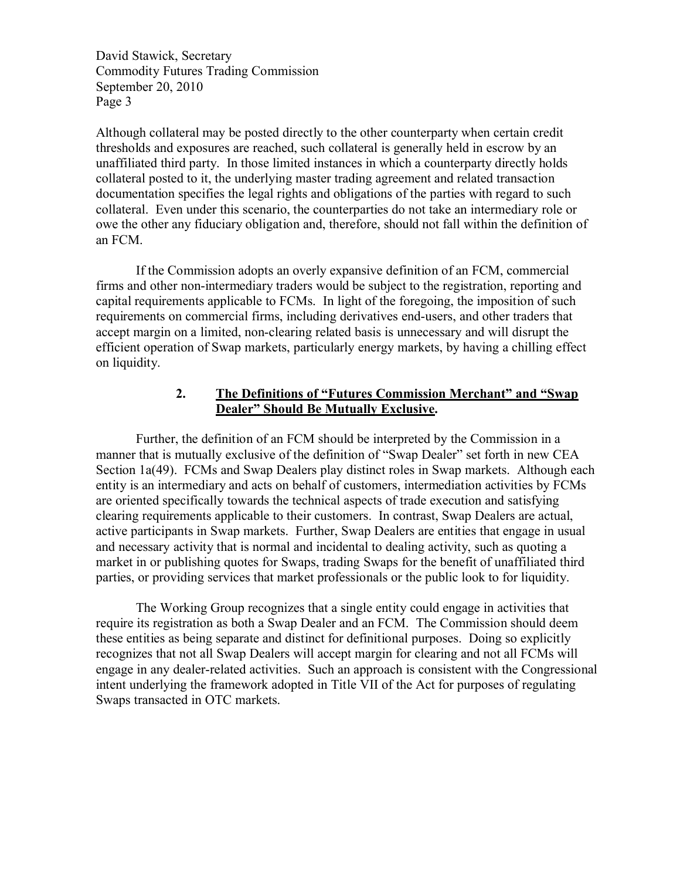Although collateral may be posted directly to the other counterparty when certain credit thresholds and exposures are reached, such collateral is generally held in escrow by an unaffiliated third party. In those limited instances in which a counterparty directly holds collateral posted to it, the underlying master trading agreement and related transaction documentation specifies the legal rights and obligations of the parties with regard to such collateral. Even under this scenario, the counterparties do not take an intermediary role or owe the other any fiduciary obligation and, therefore, should not fall within the definition of an FCM.

If the Commission adopts an overly expansive definition of an FCM, commercial firms and other non-intermediary traders would be subject to the registration, reporting and capital requirements applicable to FCMs. In light of the foregoing, the imposition of such requirements on commercial firms, including derivatives end-users, and other traders that accept margin on a limited, non-clearing related basis is unnecessary and will disrupt the efficient operation of Swap markets, particularly energy markets, by having a chilling effect on liquidity.

### 2. The Definitions of "Futures Commission Merchant" and "Swap Dealer" Should Be Mutually Exclusive.

Further, the definition of an FCM should be interpreted by the Commission in a manner that is mutually exclusive of the definition of "Swap Dealer" set forth in new CEA Section 1a(49). FCMs and Swap Dealers play distinct roles in Swap markets. Although each entity is an intermediary and acts on behalf of customers, intermediation activities by FCMs are oriented specifically towards the technical aspects of trade execution and satisfying clearing requirements applicable to their customers. In contrast, Swap Dealers are actual, active participants in Swap markets. Further, Swap Dealers are entities that engage in usual and necessary activity that is normal and incidental to dealing activity, such as quoting a market in or publishing quotes for Swaps, trading Swaps for the benefit of unaffiliated third parties, or providing services that market professionals or the public look to for liquidity.

The Working Group recognizes that a single entity could engage in activities that require its registration as both a Swap Dealer and an FCM. The Commission should deem these entities as being separate and distinct for definitional purposes. Doing so explicitly recognizes that not all Swap Dealers will accept margin for clearing and not all FCMs will engage in any dealer-related activities. Such an approach is consistent with the Congressional intent underlying the framework adopted in Title VII of the Act for purposes of regulating Swaps transacted in OTC markets.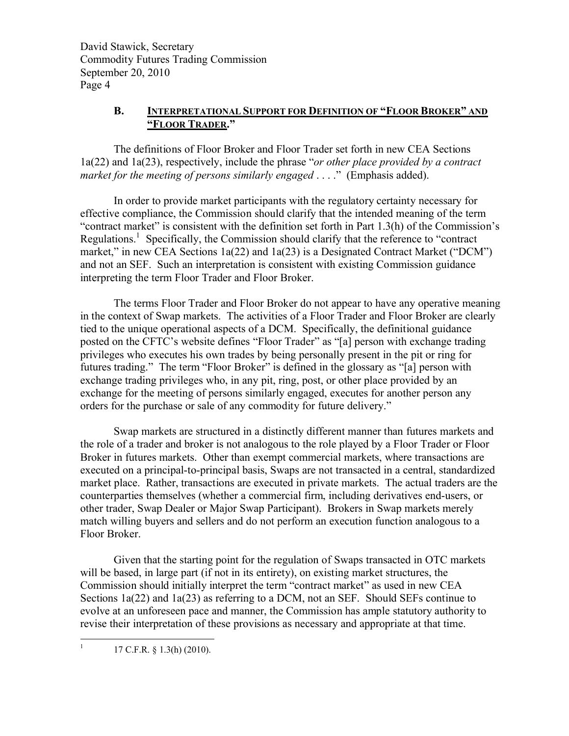### B. INTERPRETATIONAL SUPPORT FOR DEFINITION OF "FLOOR BROKER" AND "FLOOR TRADER."

The definitions of Floor Broker and Floor Trader set forth in new CEA Sections 1a(22) and 1a(23), respectively, include the phrase "*or other place provided by a contract market for the meeting of persons similarly engaged* . . . ." (Emphasis added).

In order to provide market participants with the regulatory certainty necessary for effective compliance, the Commission should clarify that the intended meaning of the term "contract market" is consistent with the definition set forth in Part 1.3(h) of the Commission's Regulations.[1] Specifically, the Commission should clarify that the reference to "contract market," in new CEA Sections 1a(22) and 1a(23) is a Designated Contract Market ("DCM") and not an SEF. Such an interpretation is consistent with existing Commission guidance interpreting the term Floor Trader and Floor Broker.

The terms Floor Trader and Floor Broker do not appear to have any operative meaning in the context of Swap markets. The activities of a Floor Trader and Floor Broker are clearly tied to the unique operational aspects of a DCM. Specifically, the definitional guidance posted on the CFTC's website defines "Floor Trader" as "[a] person with exchange trading privileges who executes his own trades by being personally present in the pit or ring for futures trading." The term "Floor Broker" is defined in the glossary as "[a] person with exchange trading privileges who, in any pit, ring, post, or other place provided by an exchange for the meeting of persons similarly engaged, executes for another person any orders for the purchase or sale of any commodity for future delivery."

Swap markets are structured in a distinctly different manner than futures markets and the role of a trader and broker is not analogous to the role played by a Floor Trader or Floor Broker in futures markets. Other than exempt commercial markets, where transactions are executed on a principal-to-principal basis, Swaps are not transacted in a central, standardized market place. Rather, transactions are executed in private markets. The actual traders are the counterparties themselves (whether a commercial firm, including derivatives end-users, or other trader, Swap Dealer or Major Swap Participant). Brokers in Swap markets merely match willing buyers and sellers and do not perform an execution function analogous to a Floor Broker.

Given that the starting point for the regulation of Swaps transacted in OTC markets will be based, in large part (if not in its entirety), on existing market structures, the Commission should initially interpret the term "contract market" as used in new CEA Sections 1a(22) and 1a(23) as referring to a DCM, not an SEF. Should SEFs continue to evolve at an unforeseen pace and manner, the Commission has ample statutory authority to revise their interpretation of these provisions as necessary and appropriate at that time.

---

[1] 17 C.F.R. § 1.3(h) (2010).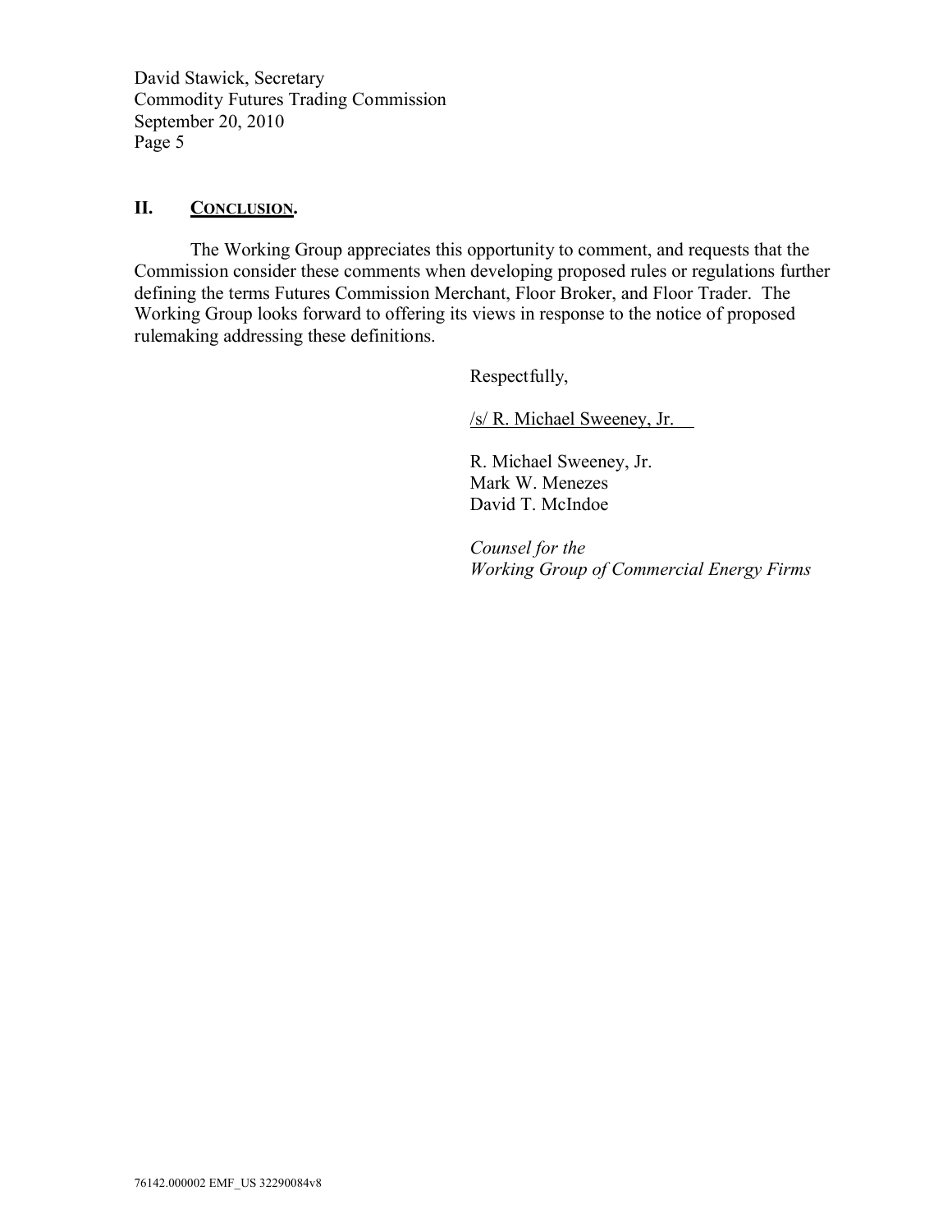## II. Conclusion.

The Working Group appreciates this opportunity to comment, and requests that the Commission consider these comments when developing proposed rules or regulations further defining the terms Futures Commission Merchant, Floor Broker, and Floor Trader. The Working Group looks forward to offering its views in response to the notice of proposed rulemaking addressing these definitions.

Respectfully,

/s/ R. Michael Sweeney, Jr.

R. Michael Sweeney, Jr.
Mark W. Menezes
David T. McIndoe

*Counsel for the*
*Working Group of Commercial Energy Firms*

76142.000002 EMF_US 32290084v8